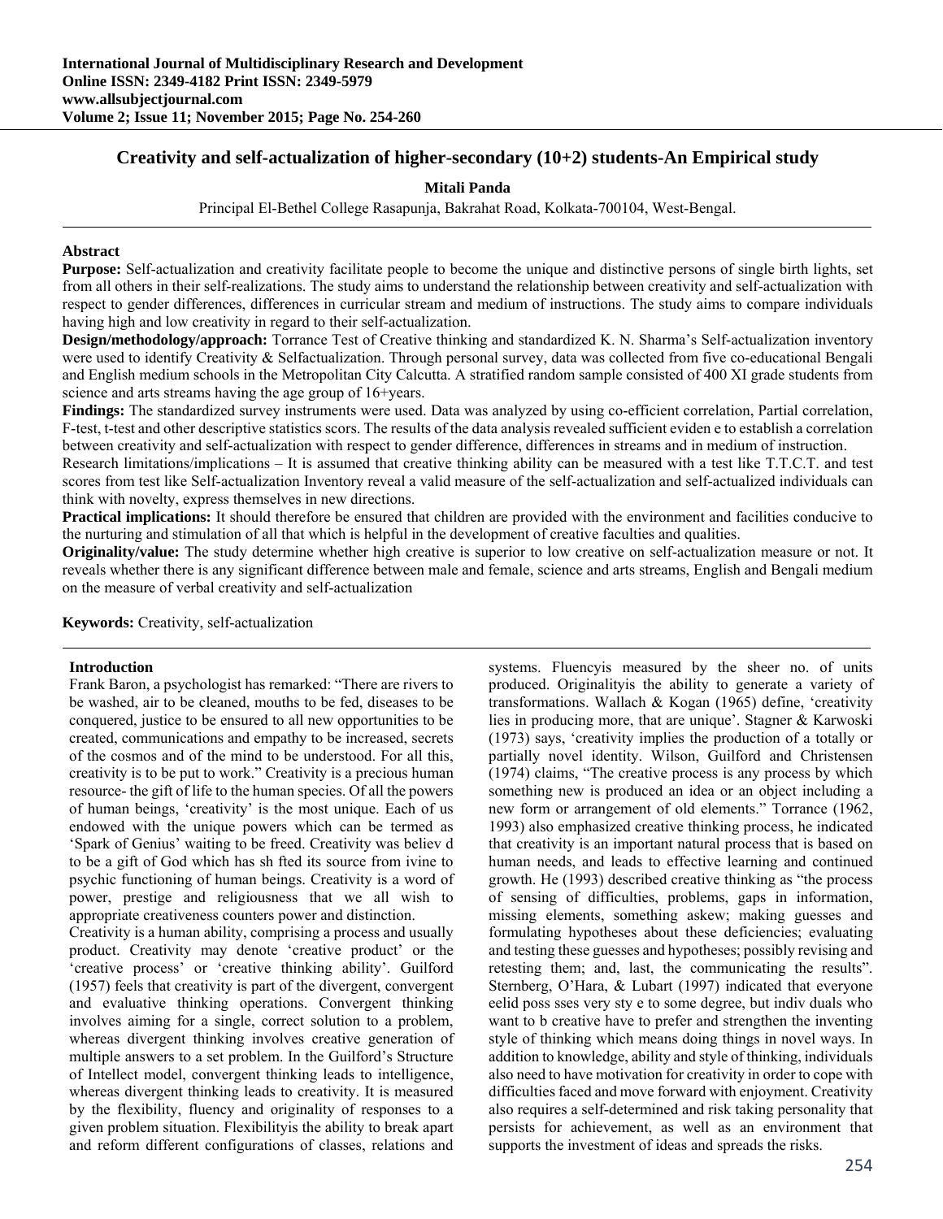# Creativity and self-actualization of higher-secondary (10+2) students-An Empirical study

**Mitali Panda**

Principal El-Bethel College Rasapunja, Bakrahat Road, Kolkata-700104, West-Bengal.

## Abstract

**Purpose:** Self-actualization and creativity facilitate people to become the unique and distinctive persons of single birth lights, set from all others in their self-realizations. The study aims to understand the relationship between creativity and self-actualization with respect to gender differences, differences in curricular stream and medium of instructions. The study aims to compare individuals having high and low creativity in regard to their self-actualization.

**Design/methodology/approach:** Torrance Test of Creative thinking and standardized K. N. Sharma's Self-actualization inventory were used to identify Creativity & Selfactualization. Through personal survey, data was collected from five co-educational Bengali and English medium schools in the Metropolitan City Calcutta. A stratified random sample consisted of 400 XI grade students from science and arts streams having the age group of 16+years.

**Findings:** The standardized survey instruments were used. Data was analyzed by using co-efficient correlation, Partial correlation, F-test, t-test and other descriptive statistics scors. The results of the data analysis revealed sufficient eviden e to establish a correlation between creativity and self-actualization with respect to gender difference, differences in streams and in medium of instruction.

Research limitations/implications – It is assumed that creative thinking ability can be measured with a test like T.T.C.T. and test scores from test like Self-actualization Inventory reveal a valid measure of the self-actualization and self-actualized individuals can think with novelty, express themselves in new directions.

**Practical implications:** It should therefore be ensured that children are provided with the environment and facilities conducive to the nurturing and stimulation of all that which is helpful in the development of creative faculties and qualities.

**Originality/value:** The study determine whether high creative is superior to low creative on self-actualization measure or not. It reveals whether there is any significant difference between male and female, science and arts streams, English and Bengali medium on the measure of verbal creativity and self-actualization

**Keywords:** Creativity, self-actualization

## Introduction

Frank Baron, a psychologist has remarked: "There are rivers to be washed, air to be cleaned, mouths to be fed, diseases to be conquered, justice to be ensured to all new opportunities to be created, communications and empathy to be increased, secrets of the cosmos and of the mind to be understood. For all this, creativity is to be put to work." Creativity is a precious human resource- the gift of life to the human species. Of all the powers of human beings, 'creativity' is the most unique. Each of us endowed with the unique powers which can be termed as 'Spark of Genius' waiting to be freed. Creativity was believ d to be a gift of God which has sh fted its source from ivine to psychic functioning of human beings. Creativity is a word of power, prestige and religiousness that we all wish to appropriate creativeness counters power and distinction.

Creativity is a human ability, comprising a process and usually product. Creativity may denote 'creative product' or the 'creative process' or 'creative thinking ability'. Guilford (1957) feels that creativity is part of the divergent, convergent and evaluative thinking operations. Convergent thinking involves aiming for a single, correct solution to a problem, whereas divergent thinking involves creative generation of multiple answers to a set problem. In the Guilford's Structure of Intellect model, convergent thinking leads to intelligence, whereas divergent thinking leads to creativity. It is measured by the flexibility, fluency and originality of responses to a given problem situation. Flexibilityis the ability to break apart and reform different configurations of classes, relations and systems. Fluencyis measured by the sheer no. of units produced. Originalityis the ability to generate a variety of transformations. Wallach & Kogan (1965) define, 'creativity lies in producing more, that are unique'. Stagner & Karwoski (1973) says, 'creativity implies the production of a totally or partially novel identity. Wilson, Guilford and Christensen (1974) claims, "The creative process is any process by which something new is produced an idea or an object including a new form or arrangement of old elements." Torrance (1962, 1993) also emphasized creative thinking process, he indicated that creativity is an important natural process that is based on human needs, and leads to effective learning and continued growth. He (1993) described creative thinking as "the process of sensing of difficulties, problems, gaps in information, missing elements, something askew; making guesses and formulating hypotheses about these deficiencies; evaluating and testing these guesses and hypotheses; possibly revising and retesting them; and, last, the communicating the results". Sternberg, O'Hara, & Lubart (1997) indicated that everyone eelid poss sses very sty e to some degree, but indiv duals who want to b creative have to prefer and strengthen the inventing style of thinking which means doing things in novel ways. In addition to knowledge, ability and style of thinking, individuals also need to have motivation for creativity in order to cope with difficulties faced and move forward with enjoyment. Creativity also requires a self-determined and risk taking personality that persists for achievement, as well as an environment that supports the investment of ideas and spreads the risks.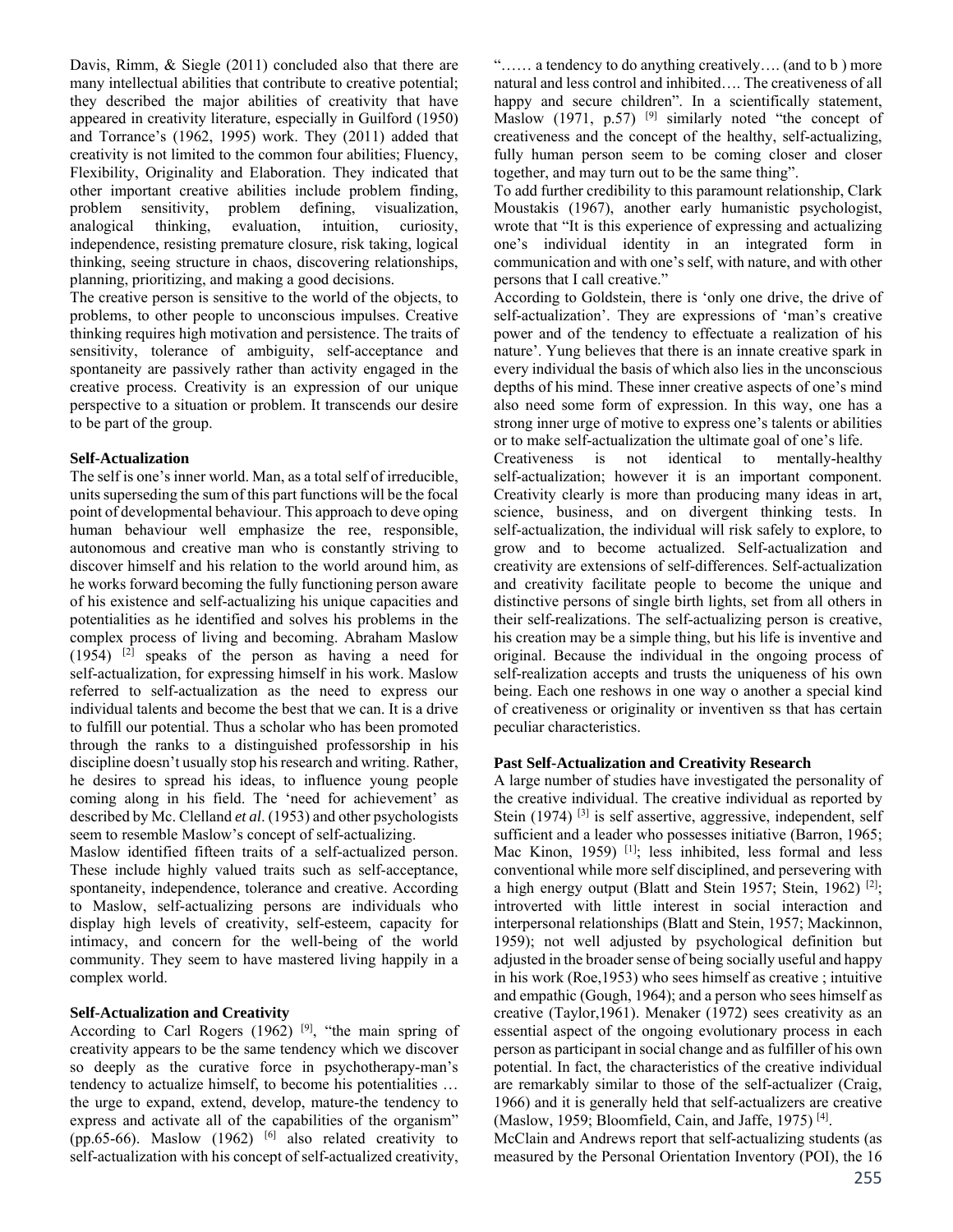Davis, Rimm, & Siegle (2011) concluded also that there are many intellectual abilities that contribute to creative potential; they described the major abilities of creativity that have appeared in creativity literature, especially in Guilford (1950) and Torrance's (1962, 1995) work. They (2011) added that creativity is not limited to the common four abilities; Fluency, Flexibility, Originality and Elaboration. They indicated that other important creative abilities include problem finding, problem sensitivity, problem defining, visualization, analogical thinking, evaluation, intuition, curiosity, independence, resisting premature closure, risk taking, logical thinking, seeing structure in chaos, discovering relationships, planning, prioritizing, and making a good decisions.

The creative person is sensitive to the world of the objects, to problems, to other people to unconscious impulses. Creative thinking requires high motivation and persistence. The traits of sensitivity, tolerance of ambiguity, self-acceptance and spontaneity are passively rather than activity engaged in the creative process. Creativity is an expression of our unique perspective to a situation or problem. It transcends our desire to be part of the group.

### Self-Actualization

The self is one's inner world. Man, as a total self of irreducible, units superseding the sum of this part functions will be the focal point of developmental behaviour. This approach to deve oping human behaviour well emphasize the ree, responsible, autonomous and creative man who is constantly striving to discover himself and his relation to the world around him, as he works forward becoming the fully functioning person aware of his existence and self-actualizing his unique capacities and potentialities as he identified and solves his problems in the complex process of living and becoming. Abraham Maslow (1954) [2] speaks of the person as having a need for self-actualization, for expressing himself in his work. Maslow referred to self-actualization as the need to express our individual talents and become the best that we can. It is a drive to fulfill our potential. Thus a scholar who has been promoted through the ranks to a distinguished professorship in his discipline doesn't usually stop his research and writing. Rather, he desires to spread his ideas, to influence young people coming along in his field. The 'need for achievement' as described by Mc. Clelland *et al*. (1953) and other psychologists seem to resemble Maslow's concept of self-actualizing.

Maslow identified fifteen traits of a self-actualized person. These include highly valued traits such as self-acceptance, spontaneity, independence, tolerance and creative. According to Maslow, self-actualizing persons are individuals who display high levels of creativity, self-esteem, capacity for intimacy, and concern for the well-being of the world community. They seem to have mastered living happily in a complex world.

### Self-Actualization and Creativity

According to Carl Rogers (1962) [9], "the main spring of creativity appears to be the same tendency which we discover so deeply as the curative force in psychotherapy-man's tendency to actualize himself, to become his potentialities … the urge to expand, extend, develop, mature-the tendency to express and activate all of the capabilities of the organism" (pp.65-66). Maslow (1962) [6] also related creativity to self-actualization with his concept of self-actualized creativity, "…… a tendency to do anything creatively…. (and to b ) more natural and less control and inhibited…. The creativeness of all happy and secure children". In a scientifically statement, Maslow (1971, p.57) [9] similarly noted "the concept of creativeness and the concept of the healthy, self-actualizing, fully human person seem to be coming closer and closer together, and may turn out to be the same thing".

To add further credibility to this paramount relationship, Clark Moustakis (1967), another early humanistic psychologist, wrote that "It is this experience of expressing and actualizing one's individual identity in an integrated form in communication and with one's self, with nature, and with other persons that I call creative."

According to Goldstein, there is 'only one drive, the drive of self-actualization'. They are expressions of 'man's creative power and of the tendency to effectuate a realization of his nature'. Yung believes that there is an innate creative spark in every individual the basis of which also lies in the unconscious depths of his mind. These inner creative aspects of one's mind also need some form of expression. In this way, one has a strong inner urge of motive to express one's talents or abilities or to make self-actualization the ultimate goal of one's life.

Creativeness is not identical to mentally-healthy self-actualization; however it is an important component. Creativity clearly is more than producing many ideas in art, science, business, and on divergent thinking tests. In self-actualization, the individual will risk safely to explore, to grow and to become actualized. Self-actualization and creativity are extensions of self-differences. Self-actualization and creativity facilitate people to become the unique and distinctive persons of single birth lights, set from all others in their self-realizations. The self-actualizing person is creative, his creation may be a simple thing, but his life is inventive and original. Because the individual in the ongoing process of self-realization accepts and trusts the uniqueness of his own being. Each one reshows in one way o another a special kind of creativeness or originality or inventiven ss that has certain peculiar characteristics.

### Past Self-Actualization and Creativity Research

A large number of studies have investigated the personality of the creative individual. The creative individual as reported by Stein (1974) [3] is self assertive, aggressive, independent, self sufficient and a leader who possesses initiative (Barron, 1965; Mac Kinon, 1959) [1]; less inhibited, less formal and less conventional while more self disciplined, and persevering with a high energy output (Blatt and Stein 1957; Stein, 1962) [2]; introverted with little interest in social interaction and interpersonal relationships (Blatt and Stein, 1957; Mackinnon, 1959); not well adjusted by psychological definition but adjusted in the broader sense of being socially useful and happy in his work (Roe,1953) who sees himself as creative ; intuitive and empathic (Gough, 1964); and a person who sees himself as creative (Taylor,1961). Menaker (1972) sees creativity as an essential aspect of the ongoing evolutionary process in each person as participant in social change and as fulfiller of his own potential. In fact, the characteristics of the creative individual are remarkably similar to those of the self-actualizer (Craig, 1966) and it is generally held that self-actualizers are creative (Maslow, 1959; Bloomfield, Cain, and Jaffe, 1975) [4].

McClain and Andrews report that self-actualizing students (as measured by the Personal Orientation Inventory (POI), the 16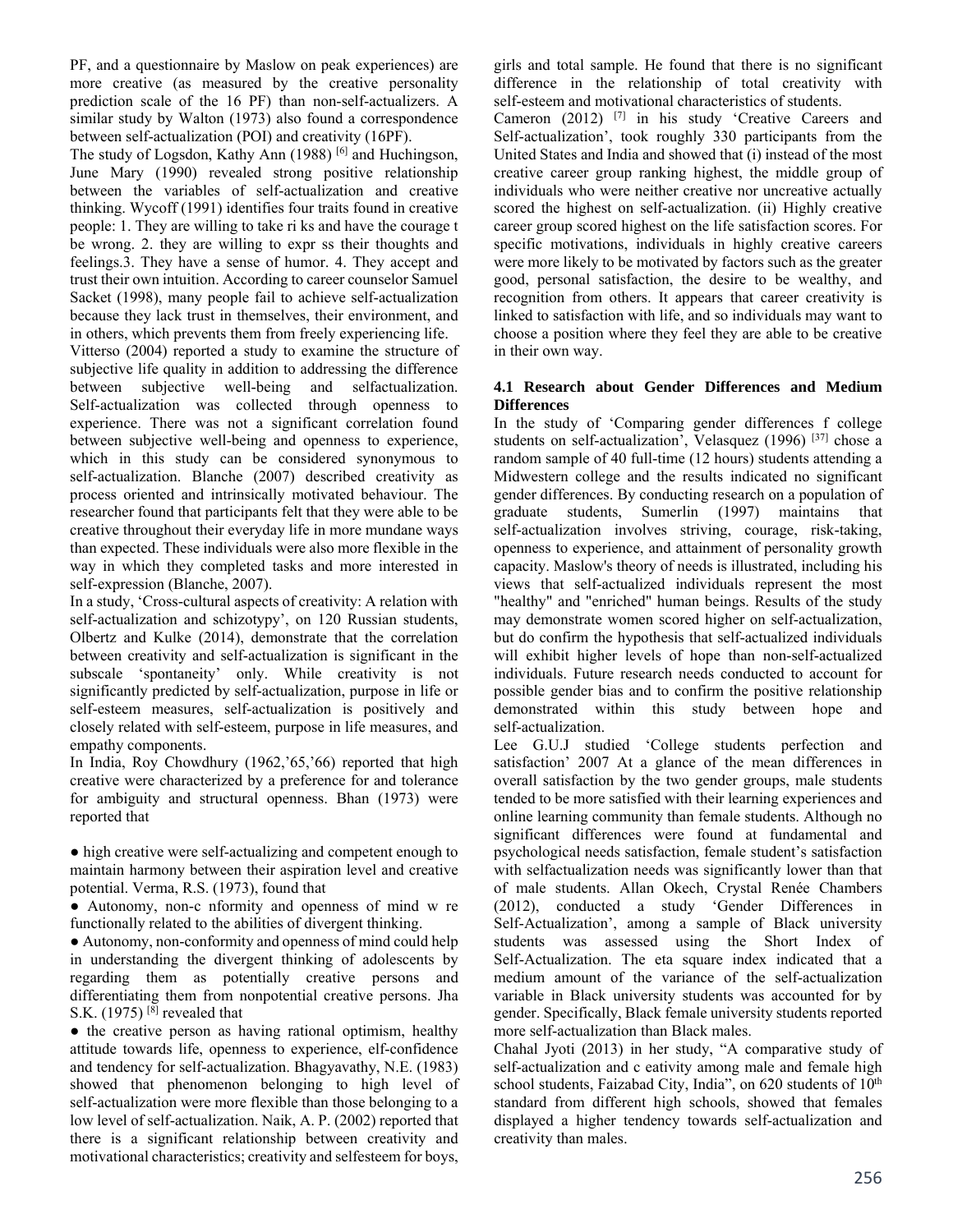PF, and a questionnaire by Maslow on peak experiences) are more creative (as measured by the creative personality prediction scale of the 16 PF) than non-self-actualizers. A similar study by Walton (1973) also found a correspondence between self-actualization (POI) and creativity (16PF).

The study of Logsdon, Kathy Ann (1988) [6] and Huchingson, June Mary (1990) revealed strong positive relationship between the variables of self-actualization and creative thinking. Wycoff (1991) identifies four traits found in creative people: 1. They are willing to take ri ks and have the courage t be wrong. 2. they are willing to expr ss their thoughts and feelings.3. They have a sense of humor. 4. They accept and trust their own intuition. According to career counselor Samuel Sacket (1998), many people fail to achieve self-actualization because they lack trust in themselves, their environment, and in others, which prevents them from freely experiencing life.

Vitterso (2004) reported a study to examine the structure of subjective life quality in addition to addressing the difference between subjective well-being and selfactualization. Self-actualization was collected through openness to experience. There was not a significant correlation found between subjective well-being and openness to experience, which in this study can be considered synonymous to self-actualization. Blanche (2007) described creativity as process oriented and intrinsically motivated behaviour. The researcher found that participants felt that they were able to be creative throughout their everyday life in more mundane ways than expected. These individuals were also more flexible in the way in which they completed tasks and more interested in self-expression (Blanche, 2007).

In a study, 'Cross-cultural aspects of creativity: A relation with self-actualization and schizotypy', on 120 Russian students, Olbertz and Kulke (2014), demonstrate that the correlation between creativity and self-actualization is significant in the subscale 'spontaneity' only. While creativity is not significantly predicted by self-actualization, purpose in life or self-esteem measures, self-actualization is positively and closely related with self-esteem, purpose in life measures, and empathy components.

In India, Roy Chowdhury (1962,'65,'66) reported that high creative were characterized by a preference for and tolerance for ambiguity and structural openness. Bhan (1973) were reported that

- high creative were self-actualizing and competent enough to maintain harmony between their aspiration level and creative potential. Verma, R.S. (1973), found that
- Autonomy, non-c nformity and openness of mind w re functionally related to the abilities of divergent thinking.
- Autonomy, non-conformity and openness of mind could help in understanding the divergent thinking of adolescents by regarding them as potentially creative persons and differentiating them from nonpotential creative persons. Jha S.K. (1975) [8] revealed that
- the creative person as having rational optimism, healthy attitude towards life, openness to experience, elf-confidence and tendency for self-actualization. Bhagyavathy, N.E. (1983) showed that phenomenon belonging to high level of self-actualization were more flexible than those belonging to a low level of self-actualization. Naik, A. P. (2002) reported that there is a significant relationship between creativity and motivational characteristics; creativity and selfesteem for boys, girls and total sample. He found that there is no significant difference in the relationship of total creativity with self-esteem and motivational characteristics of students.

Cameron (2012) [7] in his study 'Creative Careers and Self-actualization', took roughly 330 participants from the United States and India and showed that (i) instead of the most creative career group ranking highest, the middle group of individuals who were neither creative nor uncreative actually scored the highest on self-actualization. (ii) Highly creative career group scored highest on the life satisfaction scores. For specific motivations, individuals in highly creative careers were more likely to be motivated by factors such as the greater good, personal satisfaction, the desire to be wealthy, and recognition from others. It appears that career creativity is linked to satisfaction with life, and so individuals may want to choose a position where they feel they are able to be creative in their own way.

### 4.1 Research about Gender Differences and Medium Differences

In the study of 'Comparing gender differences f college students on self-actualization', Velasquez (1996) [37] chose a random sample of 40 full-time (12 hours) students attending a Midwestern college and the results indicated no significant gender differences. By conducting research on a population of graduate students, Sumerlin (1997) maintains that self-actualization involves striving, courage, risk-taking, openness to experience, and attainment of personality growth capacity. Maslow's theory of needs is illustrated, including his views that self-actualized individuals represent the most "healthy" and "enriched" human beings. Results of the study may demonstrate women scored higher on self-actualization, but do confirm the hypothesis that self-actualized individuals will exhibit higher levels of hope than non-self-actualized individuals. Future research needs conducted to account for possible gender bias and to confirm the positive relationship demonstrated within this study between hope and self-actualization.

Lee G.U.J studied 'College students perfection and satisfaction' 2007 At a glance of the mean differences in overall satisfaction by the two gender groups, male students tended to be more satisfied with their learning experiences and online learning community than female students. Although no significant differences were found at fundamental and psychological needs satisfaction, female student's satisfaction with selfactualization needs was significantly lower than that of male students. Allan Okech, Crystal Renée Chambers (2012), conducted a study 'Gender Differences in Self-Actualization', among a sample of Black university students was assessed using the Short Index of Self-Actualization. The eta square index indicated that a medium amount of the variance of the self-actualization variable in Black university students was accounted for by gender. Specifically, Black female university students reported more self-actualization than Black males.

Chahal Jyoti (2013) in her study, "A comparative study of self-actualization and c eativity among male and female high school students, Faizabad City, India", on 620 students of 10th standard from different high schools, showed that females displayed a higher tendency towards self-actualization and creativity than males.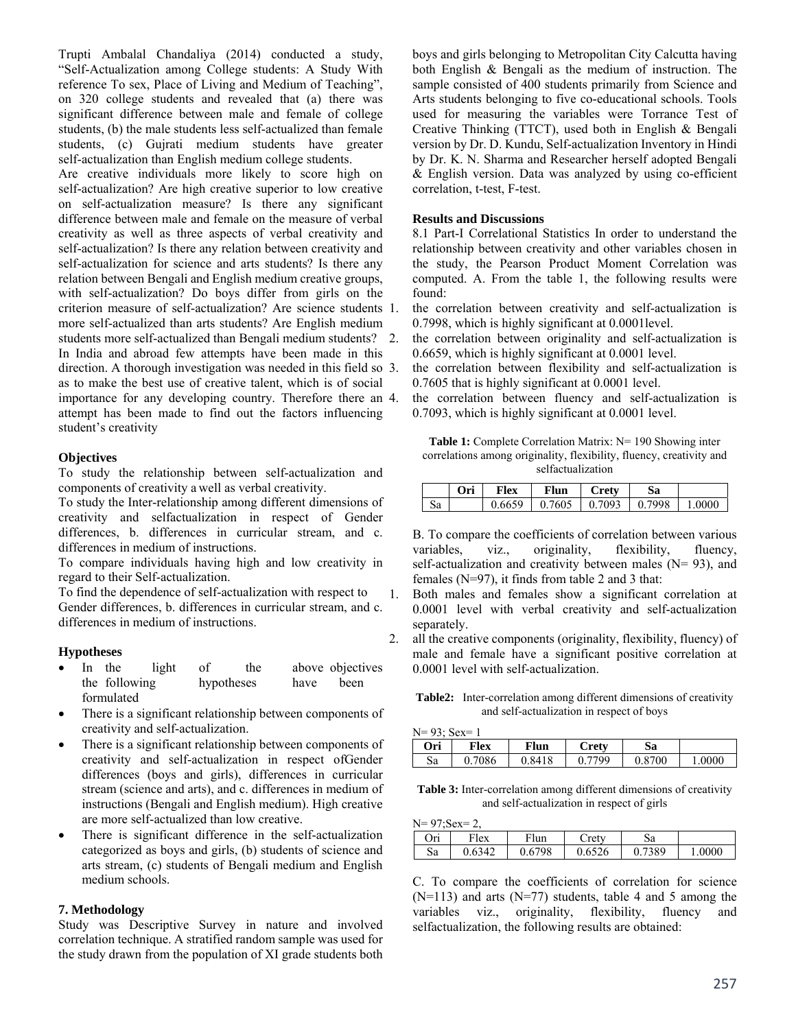Trupti Ambalal Chandaliya (2014) conducted a study, "Self-Actualization among College students: A Study With reference To sex, Place of Living and Medium of Teaching", on 320 college students and revealed that (a) there was significant difference between male and female of college students, (b) the male students less self-actualized than female students, (c) Gujrati medium students have greater self-actualization than English medium college students.

Are creative individuals more likely to score high on self-actualization? Are high creative superior to low creative on self-actualization measure? Is there any significant difference between male and female on the measure of verbal creativity as well as three aspects of verbal creativity and self-actualization? Is there any relation between creativity and self-actualization for science and arts students? Is there any relation between Bengali and English medium creative groups, with self-actualization? Do boys differ from girls on the criterion measure of self-actualization? Are science students more self-actualized than arts students? Are English medium students more self-actualized than Bengali medium students? In India and abroad few attempts have been made in this direction. A thorough investigation was needed in this field so as to make the best use of creative talent, which is of social importance for any developing country. Therefore there an attempt has been made to find out the factors influencing student's creativity

### Objectives

To study the relationship between self-actualization and components of creativity a well as verbal creativity.

To study the Inter-relationship among different dimensions of creativity and selfactualization in respect of Gender differences, b. differences in curricular stream, and c. differences in medium of instructions.

To compare individuals having high and low creativity in regard to their Self-actualization.

To find the dependence of self-actualization with respect to Gender differences, b. differences in curricular stream, and c. differences in medium of instructions.

### Hypotheses

- In the light of the above objectives the following hypotheses have been formulated
- There is a significant relationship between components of creativity and self-actualization.
- There is a significant relationship between components of creativity and self-actualization in respect ofGender differences (boys and girls), differences in curricular stream (science and arts), and c. differences in medium of instructions (Bengali and English medium). High creative are more self-actualized than low creative.
- There is significant difference in the self-actualization categorized as boys and girls, (b) students of science and arts stream, (c) students of Bengali medium and English medium schools.

### 7. Methodology

Study was Descriptive Survey in nature and involved correlation technique. A stratified random sample was used for the study drawn from the population of XI grade students both boys and girls belonging to Metropolitan City Calcutta having both English & Bengali as the medium of instruction. The sample consisted of 400 students primarily from Science and Arts students belonging to five co-educational schools. Tools used for measuring the variables were Torrance Test of Creative Thinking (TTCT), used both in English & Bengali version by Dr. D. Kundu, Self-actualization Inventory in Hindi by Dr. K. N. Sharma and Researcher herself adopted Bengali & English version. Data was analyzed by using co-efficient correlation, t-test, F-test.

### Results and Discussions

8.1 Part-I Correlational Statistics In order to understand the relationship between creativity and other variables chosen in the study, the Pearson Product Moment Correlation was computed. A. From the table 1, the following results were found:

1. the correlation between creativity and self-actualization is 0.7998, which is highly significant at 0.0001level.
2. the correlation between originality and self-actualization is 0.6659, which is highly significant at 0.0001 level.
3. the correlation between flexibility and self-actualization is 0.7605 that is highly significant at 0.0001 level.
4. the correlation between fluency and self-actualization is 0.7093, which is highly significant at 0.0001 level.

**Table 1:** Complete Correlation Matrix: N= 190 Showing inter correlations among originality, flexibility, fluency, creativity and selfactualization

| | Ori | Flex | Flun | Crety | Sa | |
|---|---|---|---|---|---|---|
| Sa | | 0.6659 | 0.7605 | 0.7093 | 0.7998 | 1.0000 |

B. To compare the coefficients of correlation between various variables, viz., originality, flexibility, fluency, self-actualization and creativity between males (N= 93), and females (N=97), it finds from table 2 and 3 that:

1. Both males and females show a significant correlation at 0.0001 level with verbal creativity and self-actualization separately.
2. all the creative components (originality, flexibility, fluency) of male and female have a significant positive correlation at 0.0001 level with self-actualization.

**Table2:** Inter-correlation among different dimensions of creativity and self-actualization in respect of boys

N= 93; Sex= 1

| Ori | Flex | Flun | Crety | Sa | |
|---|---|---|---|---|---|
| Sa | 0.7086 | 0.8418 | 0.7799 | 0.8700 | 1.0000 |

**Table 3:** Inter-correlation among different dimensions of creativity and self-actualization in respect of girls

N= 97;Sex= 2,

| Ori | Flex | Flun | Crety | Sa | |
|---|---|---|---|---|---|
| Sa | 0.6342 | 0.6798 | 0.6526 | 0.7389 | 1.0000 |

C. To compare the coefficients of correlation for science (N=113) and arts (N=77) students, table 4 and 5 among the variables viz., originality, flexibility, fluency and selfactualization, the following results are obtained: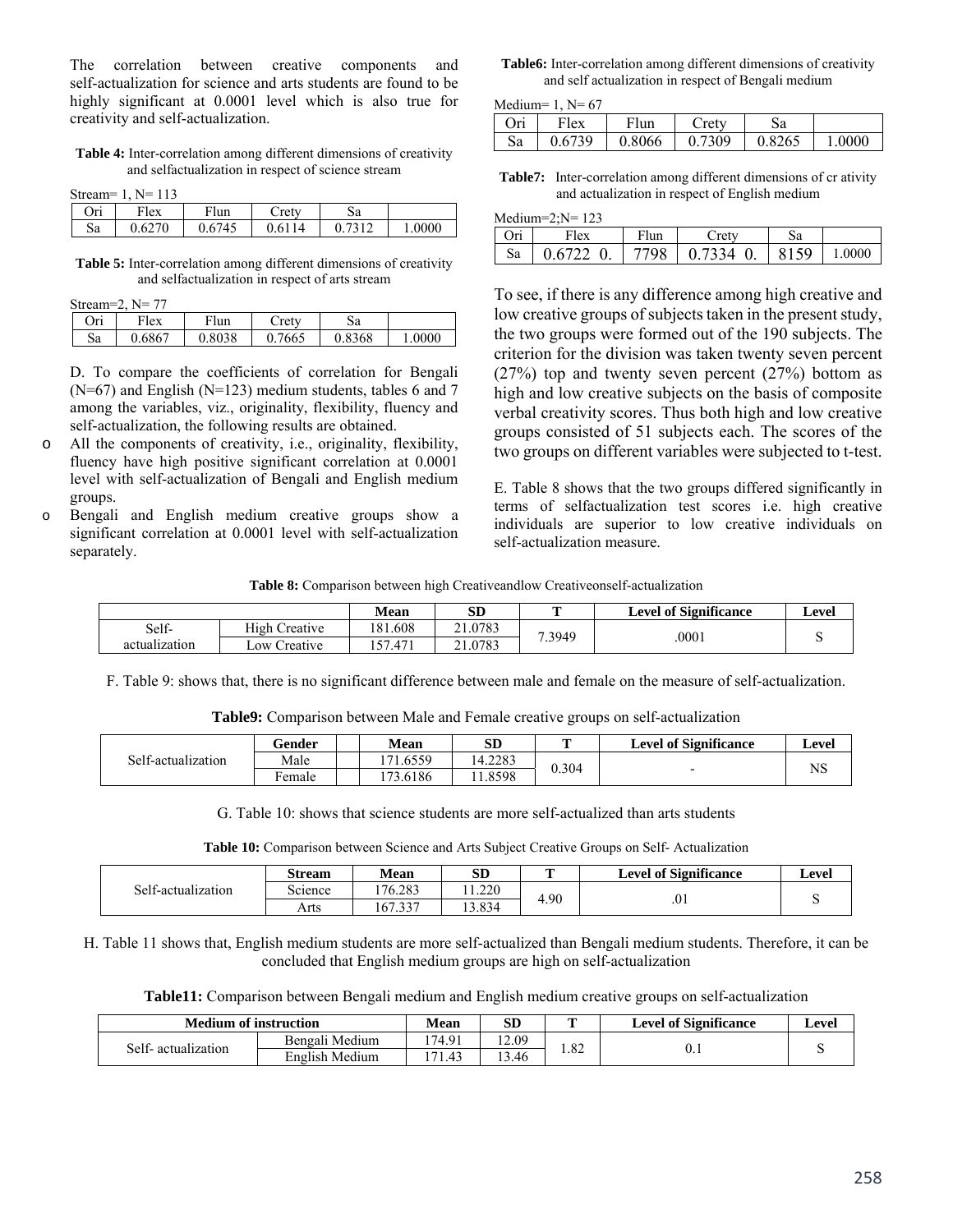The correlation between creative components and self-actualization for science and arts students are found to be highly significant at 0.0001 level which is also true for creativity and self-actualization.

**Table 4:** Inter-correlation among different dimensions of creativity and selfactualization in respect of science stream

Stream= 1, N= 113

| Ori | Flex | Flun | Crety | Sa | |
|---|---|---|---|---|---|
| Sa | 0.6270 | 0.6745 | 0.6114 | 0.7312 | 1.0000 |

**Table 5:** Inter-correlation among different dimensions of creativity and selfactualization in respect of arts stream

Stream=2, N= 77

| Ori | Flex | Flun | Crety | Sa | |
|---|---|---|---|---|---|
| Sa | 0.6867 | 0.8038 | 0.7665 | 0.8368 | 1.0000 |

D. To compare the coefficients of correlation for Bengali (N=67) and English (N=123) medium students, tables 6 and 7 among the variables, viz., originality, flexibility, fluency and self-actualization, the following results are obtained.

- All the components of creativity, i.e., originality, flexibility, fluency have high positive significant correlation at 0.0001 level with self-actualization of Bengali and English medium groups.
- Bengali and English medium creative groups show a significant correlation at 0.0001 level with self-actualization separately.

**Table6:** Inter-correlation among different dimensions of creativity and self actualization in respect of Bengali medium

Medium= 1, N= 67

| Ori | Flex | Flun | Crety | Sa | |
|---|---|---|---|---|---|
| Sa | 0.6739 | 0.8066 | 0.7309 | 0.8265 | 1.0000 |

**Table7:** Inter-correlation among different dimensions of cr ativity and actualization in respect of English medium

Medium=2;N= 123

| Ori | Flex | Flun | Crety | Sa | |
|---|---|---|---|---|---|
| Sa | 0.6722 0. | 7798 | 0.7334 0. | 8159 | 1.0000 |

To see, if there is any difference among high creative and low creative groups of subjects taken in the present study, the two groups were formed out of the 190 subjects. The criterion for the division was taken twenty seven percent (27%) top and twenty seven percent (27%) bottom as high and low creative subjects on the basis of composite verbal creativity scores. Thus both high and low creative groups consisted of 51 subjects each. The scores of the two groups on different variables were subjected to t-test.

E. Table 8 shows that the two groups differed significantly in terms of selfactualization test scores i.e. high creative individuals are superior to low creative individuals on self-actualization measure.

**Table 8:** Comparison between high Creativeandlow Creativeonself-actualization

| | | Mean | SD | T | Level of Significance | Level |
|---|---|---|---|---|---|---|
| Self-actualization | High Creative | 181.608 | 21.0783 | 7.3949 | .0001 | S |
| | Low Creative | 157.471 | 21.0783 | | | |

F. Table 9: shows that, there is no significant difference between male and female on the measure of self-actualization.

**Table9:** Comparison between Male and Female creative groups on self-actualization

| | Gender | Mean | SD | T | Level of Significance | Level |
|---|---|---|---|---|---|---|
| Self-actualization | Male | 171.6559 | 14.2283 | 0.304 | - | NS |
| | Female | 173.6186 | 11.8598 | | | |

G. Table 10: shows that science students are more self-actualized than arts students

**Table 10:** Comparison between Science and Arts Subject Creative Groups on Self- Actualization

| | Stream | Mean | SD | T | Level of Significance | Level |
|---|---|---|---|---|---|---|
| Self-actualization | Science | 176.283 | 11.220 | 4.90 | .01 | S |
| | Arts | 167.337 | 13.834 | | | |

H. Table 11 shows that, English medium students are more self-actualized than Bengali medium students. Therefore, it can be concluded that English medium groups are high on self-actualization

**Table11:** Comparison between Bengali medium and English medium creative groups on self-actualization

| Medium of instruction | | Mean | SD | T | Level of Significance | Level |
|---|---|---|---|---|---|---|
| Self- actualization | Bengali Medium | 174.91 | 12.09 | 1.82 | 0.1 | S |
| | English Medium | 171.43 | 13.46 | | | |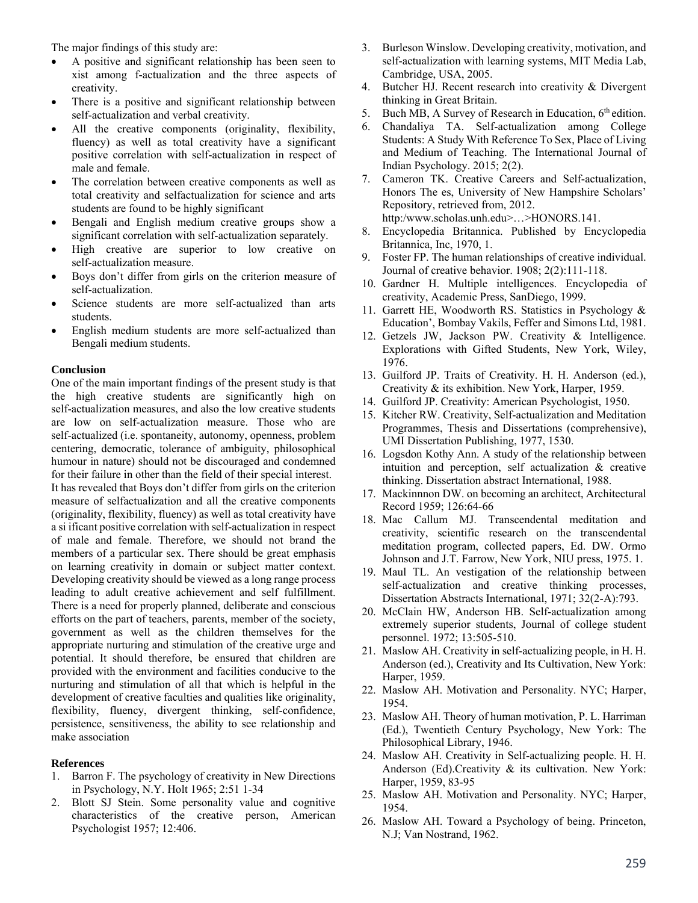The major findings of this study are:

- A positive and significant relationship has been seen to xist among f-actualization and the three aspects of creativity.
- There is a positive and significant relationship between self-actualization and verbal creativity.
- All the creative components (originality, flexibility, fluency) as well as total creativity have a significant positive correlation with self-actualization in respect of male and female.
- The correlation between creative components as well as total creativity and selfactualization for science and arts students are found to be highly significant
- Bengali and English medium creative groups show a significant correlation with self-actualization separately.
- High creative are superior to low creative on self-actualization measure.
- Boys don't differ from girls on the criterion measure of self-actualization.
- Science students are more self-actualized than arts students.
- English medium students are more self-actualized than Bengali medium students.

## Conclusion

One of the main important findings of the present study is that the high creative students are significantly high on self-actualization measures, and also the low creative students are low on self-actualization measure. Those who are self-actualized (i.e. spontaneity, autonomy, openness, problem centering, democratic, tolerance of ambiguity, philosophical humour in nature) should not be discouraged and condemned for their failure in other than the field of their special interest.

It has revealed that Boys don't differ from girls on the criterion measure of selfactualization and all the creative components (originality, flexibility, fluency) as well as total creativity have a si ificant positive correlation with self-actualization in respect of male and female. Therefore, we should not brand the members of a particular sex. There should be great emphasis on learning creativity in domain or subject matter context. Developing creativity should be viewed as a long range process leading to adult creative achievement and self fulfillment. There is a need for properly planned, deliberate and conscious efforts on the part of teachers, parents, member of the society, government as well as the children themselves for the appropriate nurturing and stimulation of the creative urge and potential. It should therefore, be ensured that children are provided with the environment and facilities conducive to the nurturing and stimulation of all that which is helpful in the development of creative faculties and qualities like originality, flexibility, fluency, divergent thinking, self-confidence, persistence, sensitiveness, the ability to see relationship and make association

## References

1. Barron F. The psychology of creativity in New Directions in Psychology, N.Y. Holt 1965; 2:51 1-34
2. Blott SJ Stein. Some personality value and cognitive characteristics of the creative person, American Psychologist 1957; 12:406.
3. Burleson Winslow. Developing creativity, motivation, and self-actualization with learning systems, MIT Media Lab, Cambridge, USA, 2005.
4. Butcher HJ. Recent research into creativity & Divergent thinking in Great Britain.
5. Buch MB, A Survey of Research in Education, 6th edition.
6. Chandaliya TA. Self-actualization among College Students: A Study With Reference To Sex, Place of Living and Medium of Teaching. The International Journal of Indian Psychology. 2015; 2(2).
7. Cameron TK. Creative Careers and Self-actualization, Honors The es, University of New Hampshire Scholars' Repository, retrieved from, 2012. http:/www.scholas.unh.edu>…>HONORS.141.
8. Encyclopedia Britannica. Published by Encyclopedia Britannica, Inc, 1970, 1.
9. Foster FP. The human relationships of creative individual. Journal of creative behavior. 1908; 2(2):111-118.
10. Gardner H. Multiple intelligences. Encyclopedia of creativity, Academic Press, SanDiego, 1999.
11. Garrett HE, Woodworth RS. Statistics in Psychology & Education', Bombay Vakils, Feffer and Simons Ltd, 1981.
12. Getzels JW, Jackson PW. Creativity & Intelligence. Explorations with Gifted Students, New York, Wiley, 1976.
13. Guilford JP. Traits of Creativity. H. H. Anderson (ed.), Creativity & its exhibition. New York, Harper, 1959.
14. Guilford JP. Creativity: American Psychologist, 1950.
15. Kitcher RW. Creativity, Self-actualization and Meditation Programmes, Thesis and Dissertations (comprehensive), UMI Dissertation Publishing, 1977, 1530.
16. Logsdon Kothy Ann. A study of the relationship between intuition and perception, self actualization & creative thinking. Dissertation abstract International, 1988.
17. Mackinnnon DW. on becoming an architect, Architectural Record 1959; 126:64-66
18. Mac Callum MJ. Transcendental meditation and creativity, scientific research on the transcendental meditation program, collected papers, Ed. DW. Ormo Johnson and J.T. Farrow, New York, NIU press, 1975. 1.
19. Maul TL. An vestigation of the relationship between self-actualization and creative thinking processes, Dissertation Abstracts International, 1971; 32(2-A):793.
20. McClain HW, Anderson HB. Self-actualization among extremely superior students, Journal of college student personnel. 1972; 13:505-510.
21. Maslow AH. Creativity in self-actualizing people, in H. H. Anderson (ed.), Creativity and Its Cultivation, New York: Harper, 1959.
22. Maslow AH. Motivation and Personality. NYC; Harper, 1954.
23. Maslow AH. Theory of human motivation, P. L. Harriman (Ed.), Twentieth Century Psychology, New York: The Philosophical Library, 1946.
24. Maslow AH. Creativity in Self-actualizing people. H. H. Anderson (Ed).Creativity & its cultivation. New York: Harper, 1959, 83-95
25. Maslow AH. Motivation and Personality. NYC; Harper, 1954.
26. Maslow AH. Toward a Psychology of being. Princeton, N.J; Van Nostrand, 1962.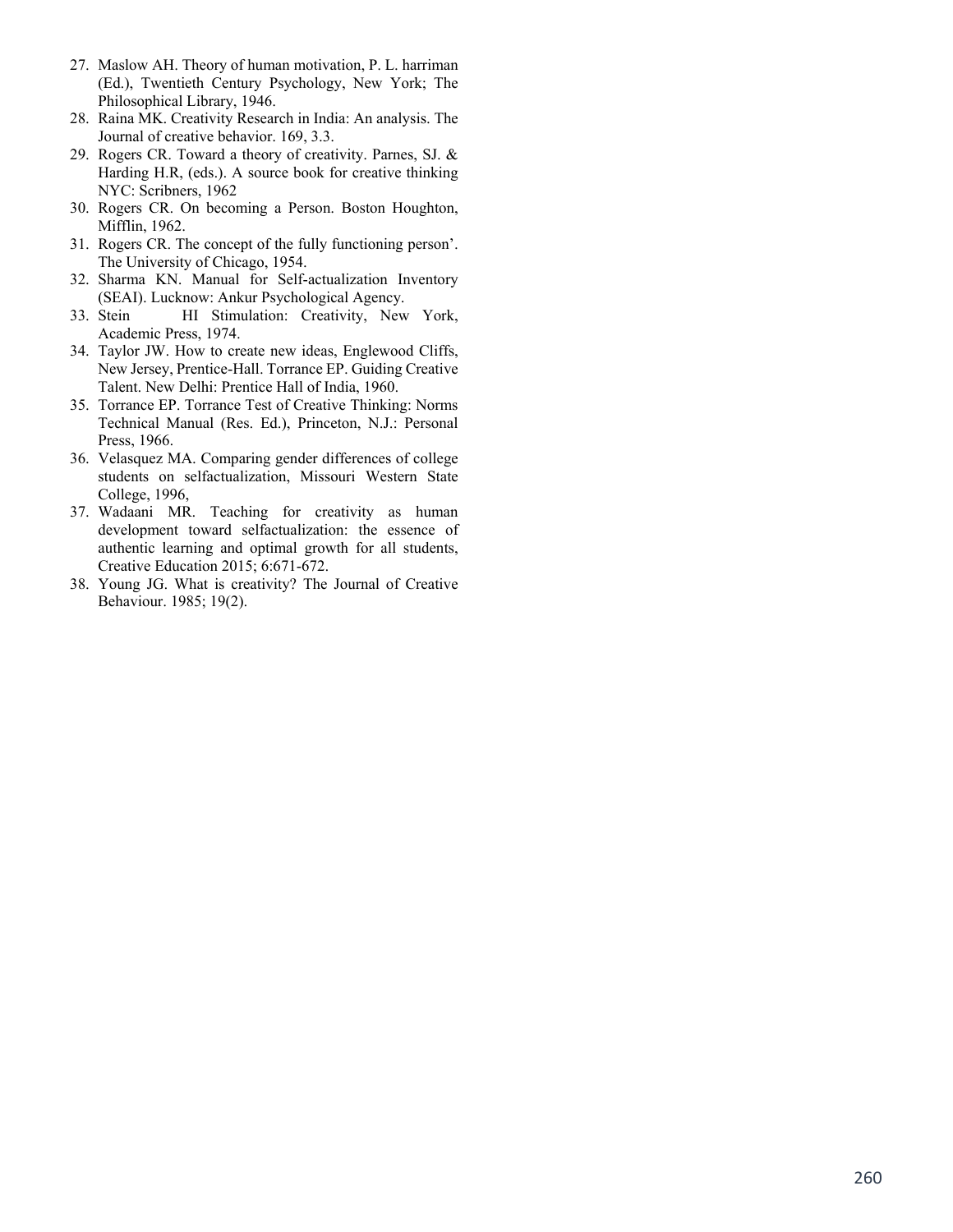27. Maslow AH. Theory of human motivation, P. L. harriman (Ed.), Twentieth Century Psychology, New York; The Philosophical Library, 1946.
28. Raina MK. Creativity Research in India: An analysis. The Journal of creative behavior. 169, 3.3.
29. Rogers CR. Toward a theory of creativity. Parnes, SJ. & Harding H.R, (eds.). A source book for creative thinking NYC: Scribners, 1962
30. Rogers CR. On becoming a Person. Boston Houghton, Mifflin, 1962.
31. Rogers CR. The concept of the fully functioning person'. The University of Chicago, 1954.
32. Sharma KN. Manual for Self-actualization Inventory (SEAI). Lucknow: Ankur Psychological Agency.
33. Stein HI Stimulation: Creativity, New York, Academic Press, 1974.
34. Taylor JW. How to create new ideas, Englewood Cliffs, New Jersey, Prentice-Hall. Torrance EP. Guiding Creative Talent. New Delhi: Prentice Hall of India, 1960.
35. Torrance EP. Torrance Test of Creative Thinking: Norms Technical Manual (Res. Ed.), Princeton, N.J.: Personal Press, 1966.
36. Velasquez MA. Comparing gender differences of college students on selfactualization, Missouri Western State College, 1996,
37. Wadaani MR. Teaching for creativity as human development toward selfactualization: the essence of authentic learning and optimal growth for all students, Creative Education 2015; 6:671-672.
38. Young JG. What is creativity? The Journal of Creative Behaviour. 1985; 19(2).